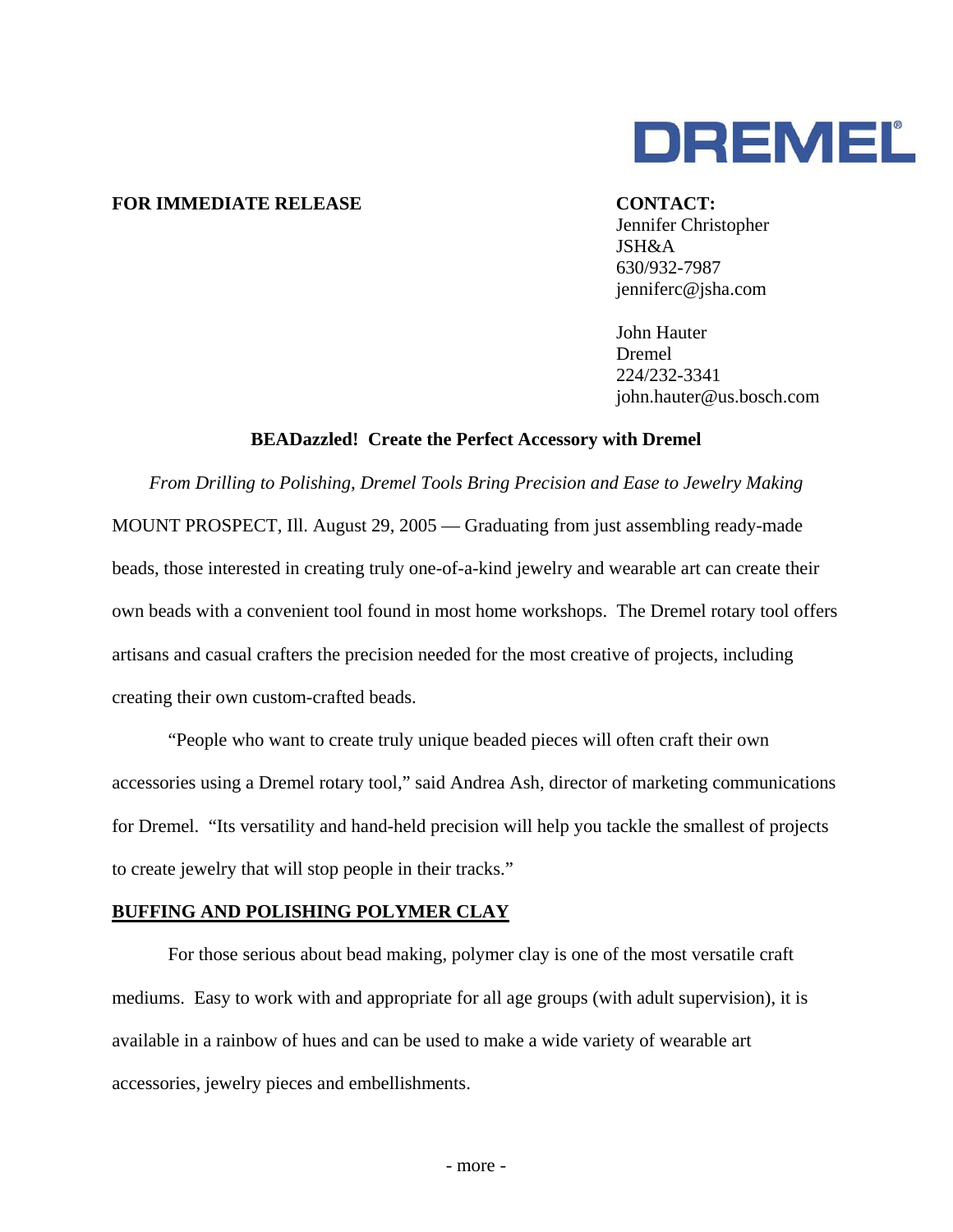DREMEL

**FOR IMMEDIATE RELEASE**

**CONTACT:**
Jennifer Christopher
JSH&A
630/932-7987
jenniferc@jsha.com

John Hauter
Dremel
224/232-3341
john.hauter@us.bosch.com

**BEADazzled! Create the Perfect Accessory with Dremel**

*From Drilling to Polishing, Dremel Tools Bring Precision and Ease to Jewelry Making*

MOUNT PROSPECT, Ill. August 29, 2005 — Graduating from just assembling ready-made beads, those interested in creating truly one-of-a-kind jewelry and wearable art can create their own beads with a convenient tool found in most home workshops. The Dremel rotary tool offers artisans and casual crafters the precision needed for the most creative of projects, including creating their own custom-crafted beads.

"People who want to create truly unique beaded pieces will often craft their own accessories using a Dremel rotary tool," said Andrea Ash, director of marketing communications for Dremel. "Its versatility and hand-held precision will help you tackle the smallest of projects to create jewelry that will stop people in their tracks."

**BUFFING AND POLISHING POLYMER CLAY**

For those serious about bead making, polymer clay is one of the most versatile craft mediums. Easy to work with and appropriate for all age groups (with adult supervision), it is available in a rainbow of hues and can be used to make a wide variety of wearable art accessories, jewelry pieces and embellishments.

- more -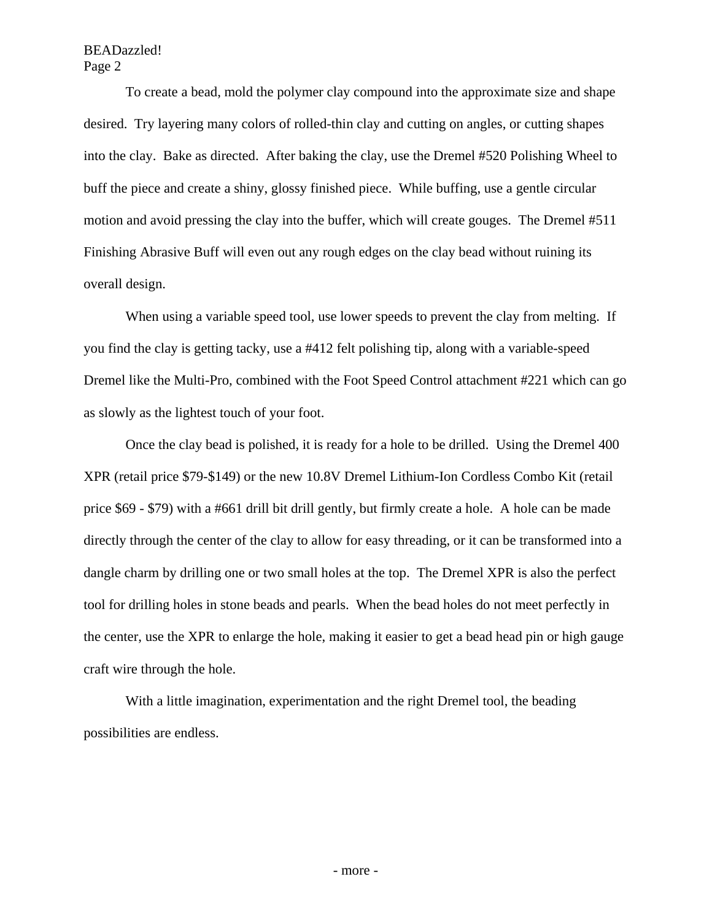To create a bead, mold the polymer clay compound into the approximate size and shape desired. Try layering many colors of rolled-thin clay and cutting on angles, or cutting shapes into the clay. Bake as directed. After baking the clay, use the Dremel #520 Polishing Wheel to buff the piece and create a shiny, glossy finished piece. While buffing, use a gentle circular motion and avoid pressing the clay into the buffer, which will create gouges. The Dremel #511 Finishing Abrasive Buff will even out any rough edges on the clay bead without ruining its overall design.

When using a variable speed tool, use lower speeds to prevent the clay from melting. If you find the clay is getting tacky, use a #412 felt polishing tip, along with a variable-speed Dremel like the Multi-Pro, combined with the Foot Speed Control attachment #221 which can go as slowly as the lightest touch of your foot.

Once the clay bead is polished, it is ready for a hole to be drilled. Using the Dremel 400 XPR (retail price $79-$149) or the new 10.8V Dremel Lithium-Ion Cordless Combo Kit (retail price $69 - $79) with a #661 drill bit drill gently, but firmly create a hole. A hole can be made directly through the center of the clay to allow for easy threading, or it can be transformed into a dangle charm by drilling one or two small holes at the top. The Dremel XPR is also the perfect tool for drilling holes in stone beads and pearls. When the bead holes do not meet perfectly in the center, use the XPR to enlarge the hole, making it easier to get a bead head pin or high gauge craft wire through the hole.

With a little imagination, experimentation and the right Dremel tool, the beading possibilities are endless.

- more -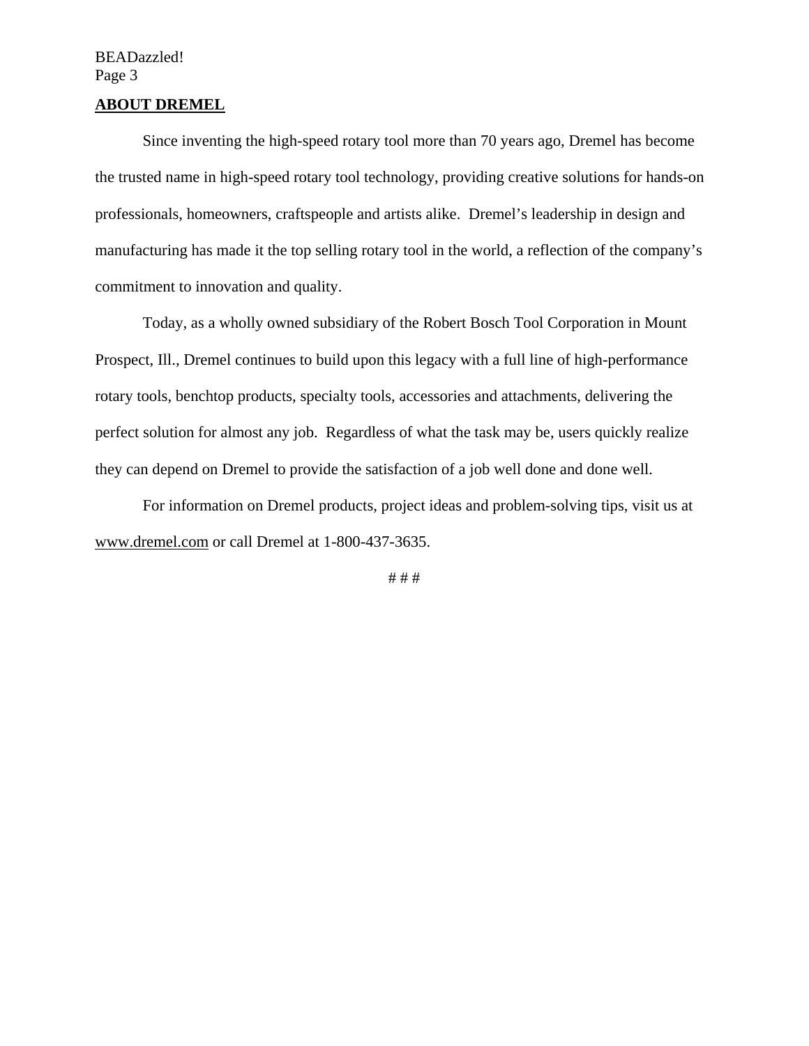## ABOUT DREMEL

Since inventing the high-speed rotary tool more than 70 years ago, Dremel has become the trusted name in high-speed rotary tool technology, providing creative solutions for hands-on professionals, homeowners, craftspeople and artists alike. Dremel's leadership in design and manufacturing has made it the top selling rotary tool in the world, a reflection of the company's commitment to innovation and quality.

Today, as a wholly owned subsidiary of the Robert Bosch Tool Corporation in Mount Prospect, Ill., Dremel continues to build upon this legacy with a full line of high-performance rotary tools, benchtop products, specialty tools, accessories and attachments, delivering the perfect solution for almost any job. Regardless of what the task may be, users quickly realize they can depend on Dremel to provide the satisfaction of a job well done and done well.

For information on Dremel products, project ideas and problem-solving tips, visit us at www.dremel.com or call Dremel at 1-800-437-3635.

# # #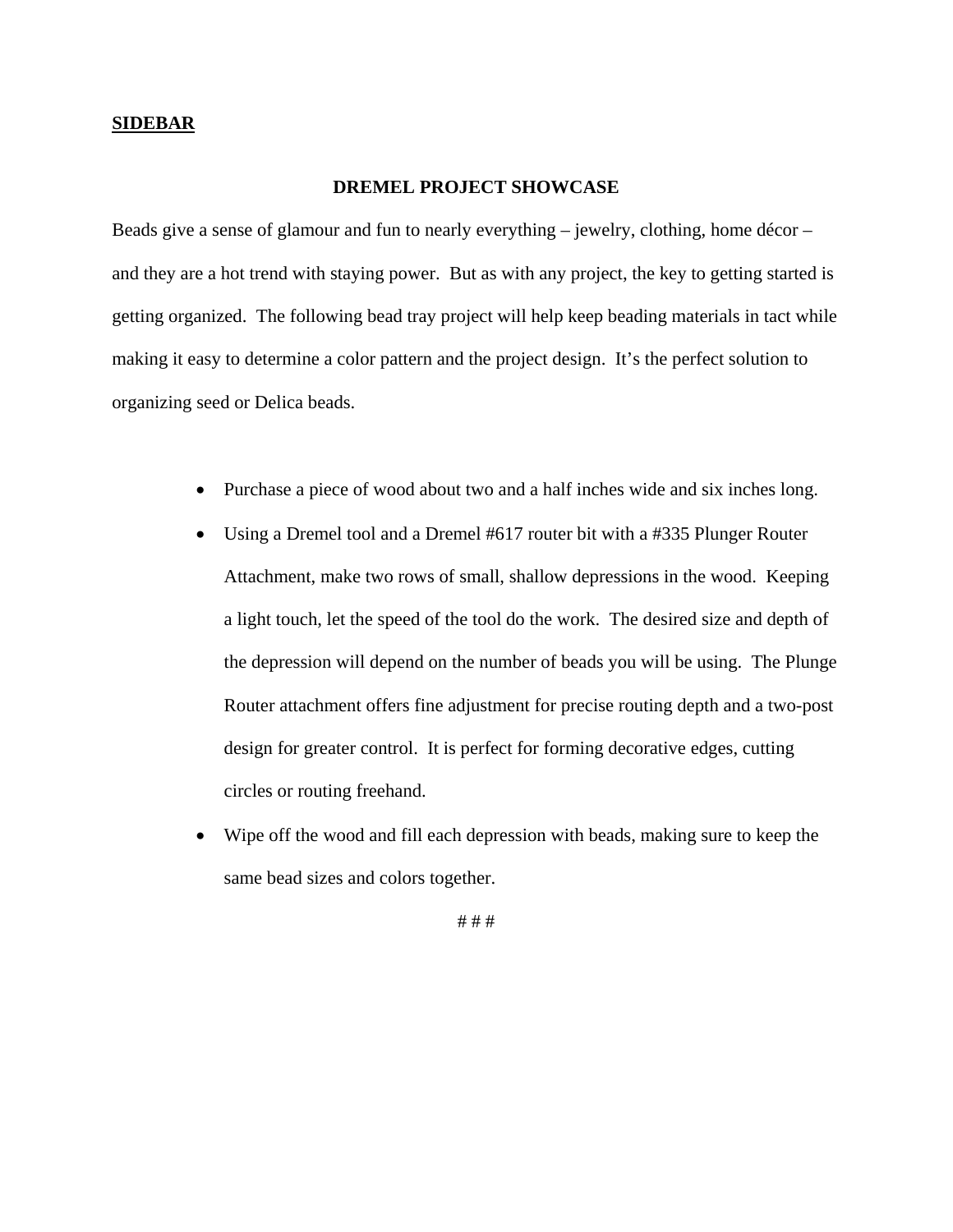**SIDEBAR**

## DREMEL PROJECT SHOWCASE

Beads give a sense of glamour and fun to nearly everything – jewelry, clothing, home décor – and they are a hot trend with staying power. But as with any project, the key to getting started is getting organized. The following bead tray project will help keep beading materials in tact while making it easy to determine a color pattern and the project design. It's the perfect solution to organizing seed or Delica beads.

- Purchase a piece of wood about two and a half inches wide and six inches long.
- Using a Dremel tool and a Dremel #617 router bit with a #335 Plunger Router Attachment, make two rows of small, shallow depressions in the wood. Keeping a light touch, let the speed of the tool do the work. The desired size and depth of the depression will depend on the number of beads you will be using. The Plunge Router attachment offers fine adjustment for precise routing depth and a two-post design for greater control. It is perfect for forming decorative edges, cutting circles or routing freehand.
- Wipe off the wood and fill each depression with beads, making sure to keep the same bead sizes and colors together.

# # #